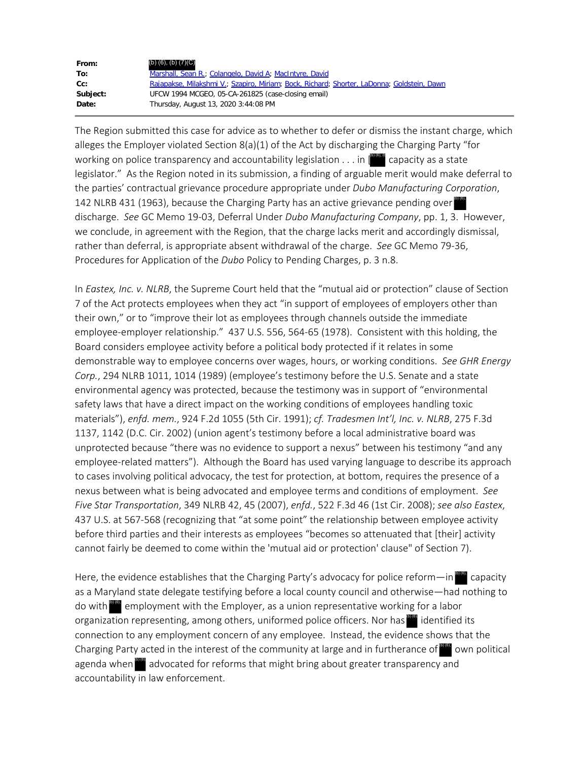| | |
|---|---|
| **From:** | (b) (6), (b) (7)(C) |
| **To:** | Marshall, Sean R.; Colangelo, David A; MacIntyre, David |
| **Cc:** | Rajapakse, Milakshmi V.; Szapiro, Miriam; Bock, Richard; Shorter, LaDonna; Goldstein, Dawn |
| **Subject:** | UFCW 1994 MCGEO, 05-CA-261825 (case-closing email) |
| **Date:** | Thursday, August 13, 2020 3:44:08 PM |

The Region submitted this case for advice as to whether to defer or dismiss the instant charge, which alleges the Employer violated Section 8(a)(1) of the Act by discharging the Charging Party "for working on police transparency and accountability legislation . . . in [(b) (6), (b) (7)(C)] capacity as a state legislator." As the Region noted in its submission, a finding of arguable merit would make deferral to the parties' contractual grievance procedure appropriate under *Dubo Manufacturing Corporation*, 142 NLRB 431 (1963), because the Charging Party has an active grievance pending over (b) (6), (b) (7)(C) discharge. *See* GC Memo 19-03, Deferral Under *Dubo Manufacturing Company*, pp. 1, 3. However, we conclude, in agreement with the Region, that the charge lacks merit and accordingly dismissal, rather than deferral, is appropriate absent withdrawal of the charge. *See* GC Memo 79-36, Procedures for Application of the *Dubo* Policy to Pending Charges, p. 3 n.8.

In *Eastex, Inc. v. NLRB*, the Supreme Court held that the "mutual aid or protection" clause of Section 7 of the Act protects employees when they act "in support of employees of employers other than their own," or to "improve their lot as employees through channels outside the immediate employee-employer relationship." 437 U.S. 556, 564-65 (1978). Consistent with this holding, the Board considers employee activity before a political body protected if it relates in some demonstrable way to employee concerns over wages, hours, or working conditions. *See GHR Energy Corp.*, 294 NLRB 1011, 1014 (1989) (employee's testimony before the U.S. Senate and a state environmental agency was protected, because the testimony was in support of "environmental safety laws that have a direct impact on the working conditions of employees handling toxic materials"), *enfd. mem.*, 924 F.2d 1055 (5th Cir. 1991); *cf. Tradesmen Int'l, Inc. v. NLRB*, 275 F.3d 1137, 1142 (D.C. Cir. 2002) (union agent's testimony before a local administrative board was unprotected because "there was no evidence to support a nexus" between his testimony "and any employee-related matters"). Although the Board has used varying language to describe its approach to cases involving political advocacy, the test for protection, at bottom, requires the presence of a nexus between what is being advocated and employee terms and conditions of employment. *See Five Star Transportation*, 349 NLRB 42, 45 (2007), *enfd.*, 522 F.3d 46 (1st Cir. 2008); *see also Eastex*, 437 U.S. at 567-568 (recognizing that "at some point" the relationship between employee activity before third parties and their interests as employees "becomes so attenuated that [their] activity cannot fairly be deemed to come within the 'mutual aid or protection' clause" of Section 7).

Here, the evidence establishes that the Charging Party's advocacy for police reform—in (b) (6), (b) (7)(C) capacity as a Maryland state delegate testifying before a local county council and otherwise—had nothing to do with (b) (6), (b) (7)(C) employment with the Employer, as a union representative working for a labor organization representing, among others, uniformed police officers. Nor has (b) (6), (b) (7)(C) identified its connection to any employment concern of any employee. Instead, the evidence shows that the Charging Party acted in the interest of the community at large and in furtherance of (b) (6), (b) (7)(C) own political agenda when (b) (6), (b) (7)(C) advocated for reforms that might bring about greater transparency and accountability in law enforcement.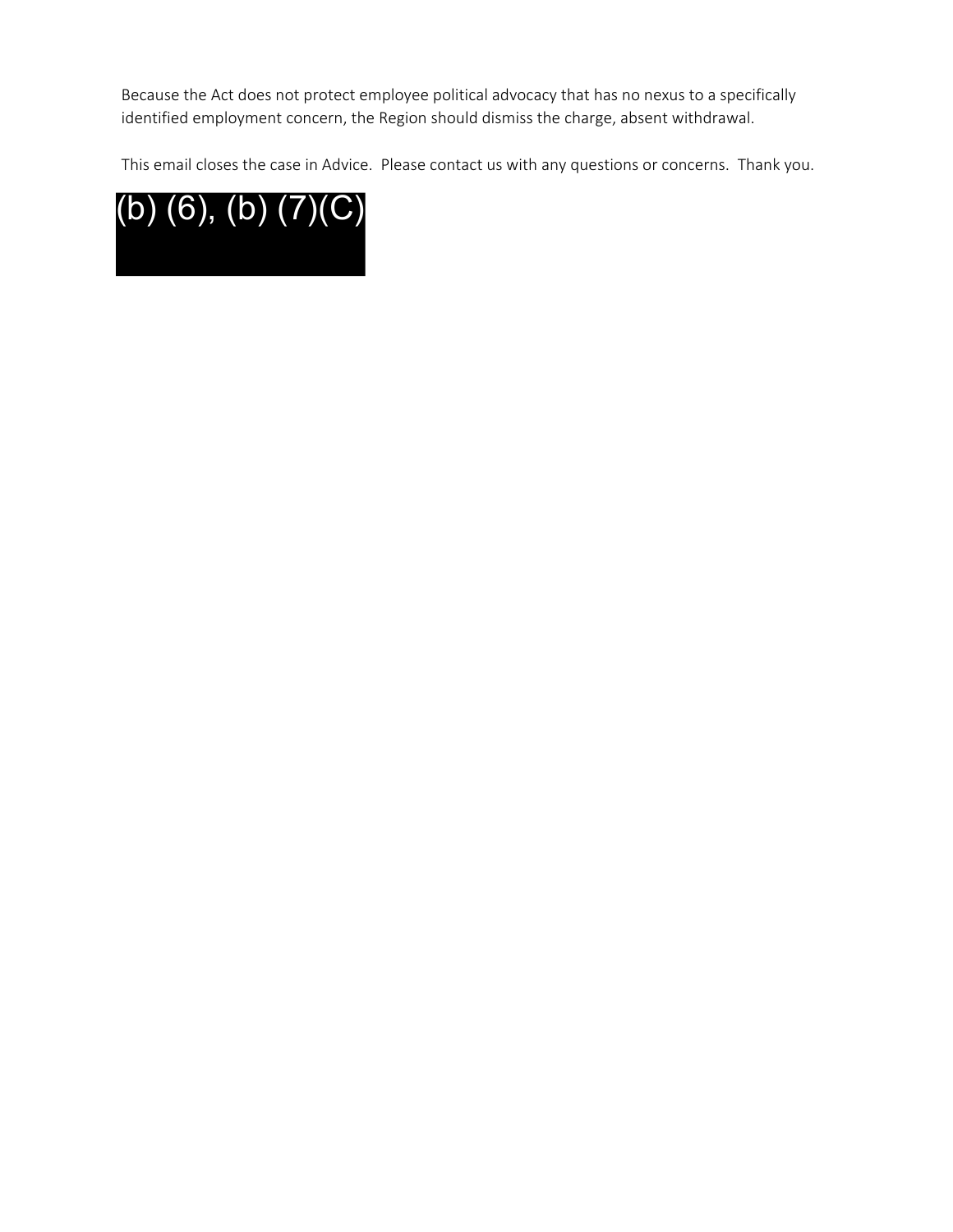Because the Act does not protect employee political advocacy that has no nexus to a specifically identified employment concern, the Region should dismiss the charge, absent withdrawal.

This email closes the case in Advice. Please contact us with any questions or concerns. Thank you.

(b) (6), (b) (7)(C)